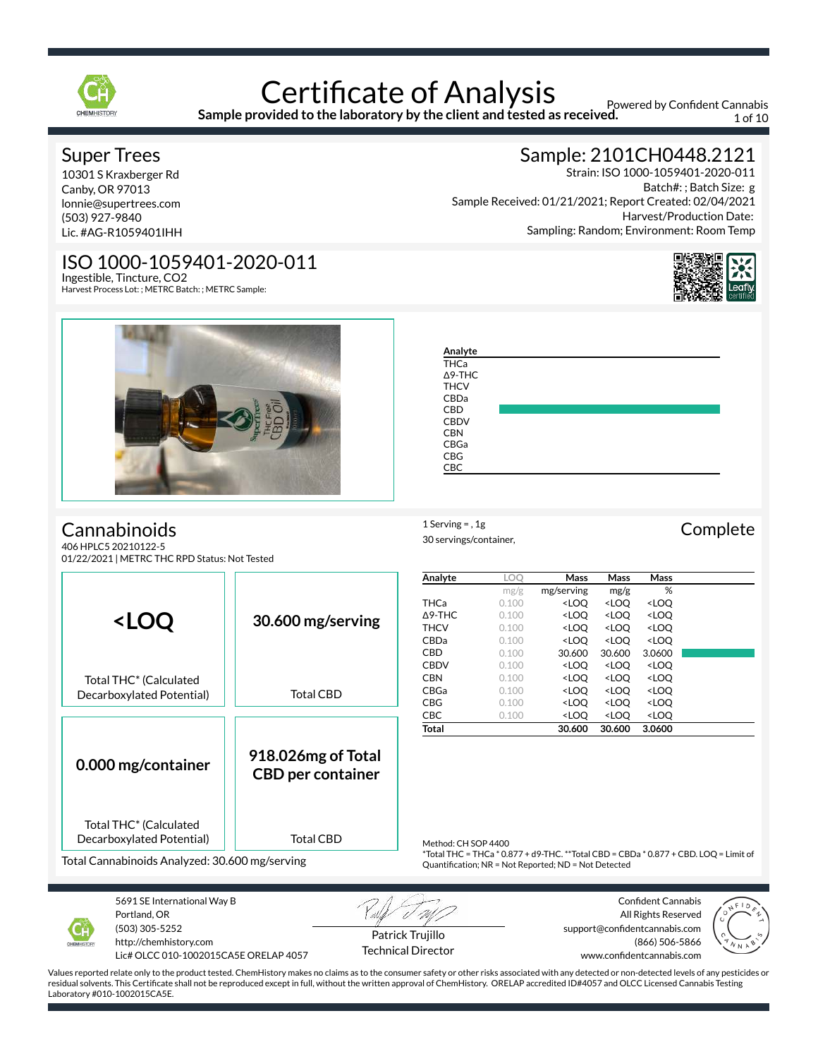# Certificate of Analysis

**Sample provided to the laboratory by the client and tested as received.**

Powered by Confident Cannabis

## Super Trees

10301 S Kraxberger Rd
Canby, OR 97013
lonnie@supertrees.com
(503) 927-9840
Lic. #AG-R1059401IHH

## Sample: 2101CH0448.2121

Strain: ISO 1000-1059401-2020-011
Batch#: ; Batch Size: g
Sample Received: 01/21/2021; Report Created: 02/04/2021
Harvest/Production Date:
Sampling: Random; Environment: Room Temp

## ISO 1000-1059401-2020-011

Ingestible, Tincture, CO2
Harvest Process Lot: ; METRC Batch: ; METRC Sample:

## Cannabinoids

406 HPLC5 20210122-5
01/22/2021 | METRC THC RPD Status: Not Tested

1 Serving = , 1g
30 servings/container,

**Complete**

| **<LOQ** Total THC* (Calculated Decarboxylated Potential) | **30.600 mg/serving** Total CBD |
|---|---|
| **0.000 mg/container** Total THC* (Calculated Decarboxylated Potential) | **918.026mg of Total CBD per container** Total CBD |

Total Cannabinoids Analyzed: 30.600 mg/serving

| Analyte | LOQ | Mass | Mass | Mass |
|---|---|---|---|---|
| | mg/g | mg/serving | mg/g | % |
| THCa | 0.100 | <LOQ | <LOQ | <LOQ |
| Δ9-THC | 0.100 | <LOQ | <LOQ | <LOQ |
| THCV | 0.100 | <LOQ | <LOQ | <LOQ |
| CBDa | 0.100 | <LOQ | <LOQ | <LOQ |
| CBD | 0.100 | 30.600 | 30.600 | 3.0600 |
| CBDV | 0.100 | <LOQ | <LOQ | <LOQ |
| CBN | 0.100 | <LOQ | <LOQ | <LOQ |
| CBGa | 0.100 | <LOQ | <LOQ | <LOQ |
| CBG | 0.100 | <LOQ | <LOQ | <LOQ |
| CBC | 0.100 | <LOQ | <LOQ | <LOQ |
| **Total** | | **30.600** | **30.600** | **3.0600** |

Method: CH SOP 4400
*Total THC = THCa * 0.877 + d9-THC. **Total CBD = CBDa * 0.877 + CBD. LOQ = Limit of Quantification; NR = Not Reported; ND = Not Detected

5691 SE International Way B
Portland, OR
(503) 305-5252
http://chemhistory.com
Lic# OLCC 010-1002015CA5E ORELAP 4057

Patrick Trujillo
Technical Director

Confident Cannabis
All Rights Reserved
support@confidentcannabis.com
(866) 506-5866
www.confidentcannabis.com

Values reported relate only to the product tested. ChemHistory makes no claims as to the consumer safety or other risks associated with any detected or non-detected levels of any pesticides or residual solvents. This Certificate shall not be reproduced except in full, without the written approval of ChemHistory. ORELAP accredited ID#4057 and OLCC Licensed Cannabis Testing Laboratory #010-1002015CA5E.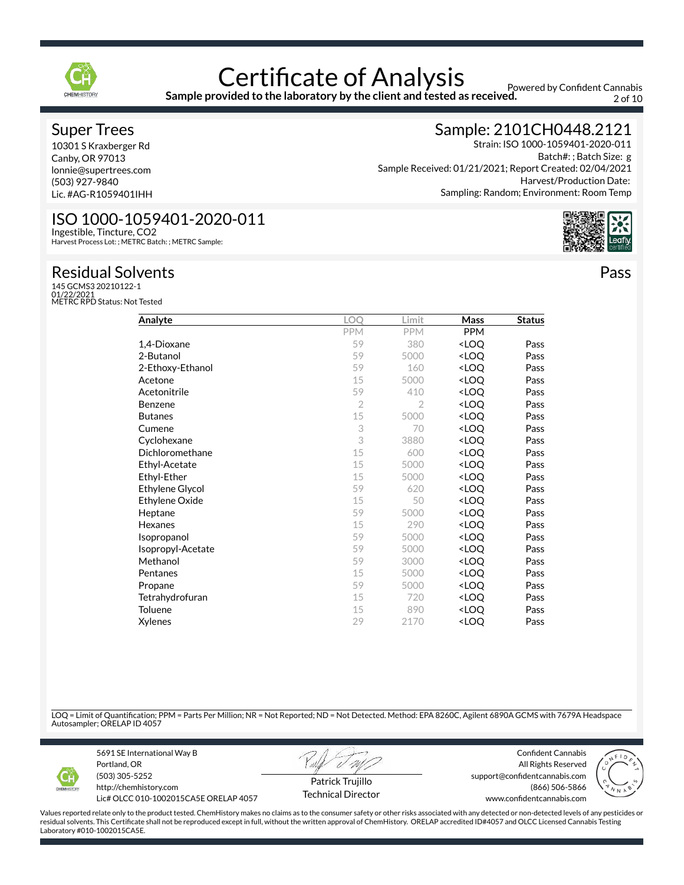# Certificate of Analysis

**Sample provided to the laboratory by the client and tested as received.**

Powered by Confident Cannabis

## Super Trees

10301 S Kraxberger Rd
Canby, OR 97013
lonnie@supertrees.com
(503) 927-9840
Lic. #AG-R1059401IHH

## Sample: 2101CH0448.2121

Strain: ISO 1000-1059401-2020-011
Batch#: ; Batch Size: g
Sample Received: 01/21/2021; Report Created: 02/04/2021
Harvest/Production Date:
Sampling: Random; Environment: Room Temp

## ISO 1000-1059401-2020-011

Ingestible, Tincture, CO2
Harvest Process Lot: ; METRC Batch: ; METRC Sample:

## Residual Solvents

**Pass**

145 GCMS3 20210122-1
01/22/2021
METRC RPD Status: Not Tested

| Analyte | LOQ | Limit | Mass | Status |
|---|---|---|---|---|
| | PPM | PPM | PPM | |
| 1,4-Dioxane | 59 | 380 | <LOQ | Pass |
| 2-Butanol | 59 | 5000 | <LOQ | Pass |
| 2-Ethoxy-Ethanol | 59 | 160 | <LOQ | Pass |
| Acetone | 15 | 5000 | <LOQ | Pass |
| Acetonitrile | 59 | 410 | <LOQ | Pass |
| Benzene | 2 | 2 | <LOQ | Pass |
| Butanes | 15 | 5000 | <LOQ | Pass |
| Cumene | 3 | 70 | <LOQ | Pass |
| Cyclohexane | 3 | 3880 | <LOQ | Pass |
| Dichloromethane | 15 | 600 | <LOQ | Pass |
| Ethyl-Acetate | 15 | 5000 | <LOQ | Pass |
| Ethyl-Ether | 15 | 5000 | <LOQ | Pass |
| Ethylene Glycol | 59 | 620 | <LOQ | Pass |
| Ethylene Oxide | 15 | 50 | <LOQ | Pass |
| Heptane | 59 | 5000 | <LOQ | Pass |
| Hexanes | 15 | 290 | <LOQ | Pass |
| Isopropanol | 59 | 5000 | <LOQ | Pass |
| Isopropyl-Acetate | 59 | 5000 | <LOQ | Pass |
| Methanol | 59 | 3000 | <LOQ | Pass |
| Pentanes | 15 | 5000 | <LOQ | Pass |
| Propane | 59 | 5000 | <LOQ | Pass |
| Tetrahydrofuran | 15 | 720 | <LOQ | Pass |
| Toluene | 15 | 890 | <LOQ | Pass |
| Xylenes | 29 | 2170 | <LOQ | Pass |

LOQ = Limit of Quantification; PPM = Parts Per Million; NR = Not Reported; ND = Not Detected. Method: EPA 8260C, Agilent 6890A GCMS with 7679A Headspace Autosampler; ORELAP ID 4057

5691 SE International Way B
Portland, OR
(503) 305-5252
http://chemhistory.com
Lic# OLCC 010-1002015CA5E ORELAP 4057

Patrick Trujillo
Technical Director

Confident Cannabis
All Rights Reserved
support@confidentcannabis.com
(866) 506-5866
www.confidentcannabis.com

Values reported relate only to the product tested. ChemHistory makes no claims as to the consumer safety or other risks associated with any detected or non-detected levels of any pesticides or residual solvents. This Certificate shall not be reproduced except in full, without the written approval of ChemHistory. ORELAP accredited ID#4057 and OLCC Licensed Cannabis Testing Laboratory #010-1002015CA5E.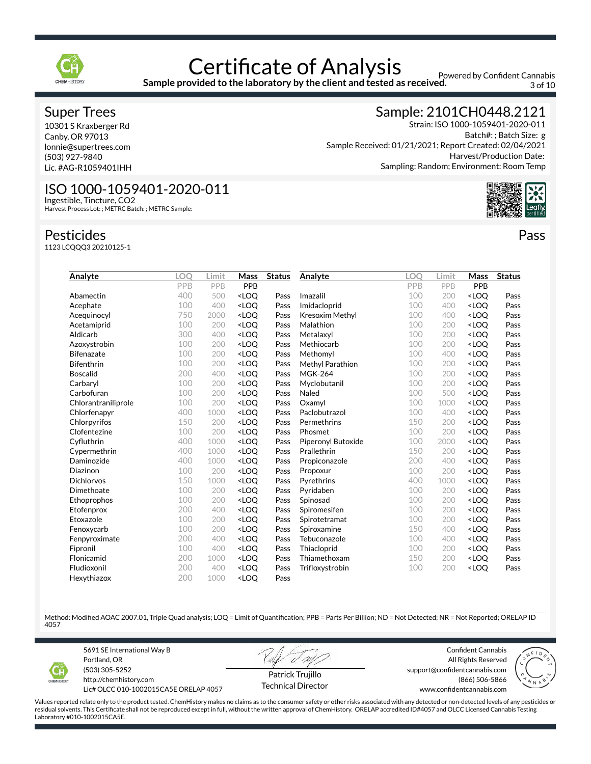# Certificate of Analysis

**Sample provided to the laboratory by the client and tested as received.**

Powered by Confident Cannabis

## Super Trees

10301 S Kraxberger Rd
Canby, OR 97013
lonnie@supertrees.com
(503) 927-9840
Lic. #AG-R1059401IHH

## Sample: 2101CH0448.2121

Strain: ISO 1000-1059401-2020-011
Batch#: ; Batch Size: g
Sample Received: 01/21/2021; Report Created: 02/04/2021
Harvest/Production Date:
Sampling: Random; Environment: Room Temp

## ISO 1000-1059401-2020-011

Ingestible, Tincture, $CO_2$
Harvest Process Lot: ; METRC Batch: ; METRC Sample:

## Pesticides

**Pass**

1123 LCQQQ3 20210125-1

| Analyte | LOQ | Limit | Mass | Status | Analyte | LOQ | Limit | Mass | Status |
|---|---|---|---|---|---|---|---|---|---|
| | PPB | PPB | PPB | | | PPB | PPB | PPB | |
| Abamectin | 400 | 500 | <LOQ | Pass | Imazalil | 100 | 200 | <LOQ | Pass |
| Acephate | 100 | 400 | <LOQ | Pass | Imidacloprid | 100 | 400 | <LOQ | Pass |
| Acequinocyl | 750 | 2000 | <LOQ | Pass | Kresoxim Methyl | 100 | 400 | <LOQ | Pass |
| Acetamiprid | 100 | 200 | <LOQ | Pass | Malathion | 100 | 200 | <LOQ | Pass |
| Aldicarb | 300 | 400 | <LOQ | Pass | Metalaxyl | 100 | 200 | <LOQ | Pass |
| Azoxystrobin | 100 | 200 | <LOQ | Pass | Methiocarb | 100 | 200 | <LOQ | Pass |
| Bifenazate | 100 | 200 | <LOQ | Pass | Methomyl | 100 | 400 | <LOQ | Pass |
| Bifenthrin | 100 | 200 | <LOQ | Pass | Methyl Parathion | 100 | 200 | <LOQ | Pass |
| Boscalid | 200 | 400 | <LOQ | Pass | MGK-264 | 100 | 200 | <LOQ | Pass |
| Carbaryl | 100 | 200 | <LOQ | Pass | Myclobutanil | 100 | 200 | <LOQ | Pass |
| Carbofuran | 100 | 200 | <LOQ | Pass | Naled | 100 | 500 | <LOQ | Pass |
| Chlorantraniliprole | 100 | 200 | <LOQ | Pass | Oxamyl | 100 | 1000 | <LOQ | Pass |
| Chlorfenapyr | 400 | 1000 | <LOQ | Pass | Paclobutrazol | 100 | 400 | <LOQ | Pass |
| Chlorpyrifos | 150 | 200 | <LOQ | Pass | Permethrins | 150 | 200 | <LOQ | Pass |
| Clofentezine | 100 | 200 | <LOQ | Pass | Phosmet | 100 | 200 | <LOQ | Pass |
| Cyfluthrin | 400 | 1000 | <LOQ | Pass | Piperonyl Butoxide | 100 | 2000 | <LOQ | Pass |
| Cypermethrin | 400 | 1000 | <LOQ | Pass | Prallethrin | 150 | 200 | <LOQ | Pass |
| Daminozide | 400 | 1000 | <LOQ | Pass | Propiconazole | 200 | 400 | <LOQ | Pass |
| Diazinon | 100 | 200 | <LOQ | Pass | Propoxur | 100 | 200 | <LOQ | Pass |
| Dichlorvos | 150 | 1000 | <LOQ | Pass | Pyrethrins | 400 | 1000 | <LOQ | Pass |
| Dimethoate | 100 | 200 | <LOQ | Pass | Pyridaben | 100 | 200 | <LOQ | Pass |
| Ethoprophos | 100 | 200 | <LOQ | Pass | Spinosad | 100 | 200 | <LOQ | Pass |
| Etofenprox | 200 | 400 | <LOQ | Pass | Spiromesifen | 100 | 200 | <LOQ | Pass |
| Etoxazole | 100 | 200 | <LOQ | Pass | Spirotetramat | 100 | 200 | <LOQ | Pass |
| Fenoxycarb | 100 | 200 | <LOQ | Pass | Spiroxamine | 150 | 400 | <LOQ | Pass |
| Fenpyroximate | 200 | 400 | <LOQ | Pass | Tebuconazole | 100 | 400 | <LOQ | Pass |
| Fipronil | 100 | 400 | <LOQ | Pass | Thiacloprid | 100 | 200 | <LOQ | Pass |
| Flonicamid | 200 | 1000 | <LOQ | Pass | Thiamethoxam | 150 | 200 | <LOQ | Pass |
| Fludioxonil | 200 | 400 | <LOQ | Pass | Trifloxystrobin | 100 | 200 | <LOQ | Pass |
| Hexythiazox | 200 | 1000 | <LOQ | Pass | | | | | |

Method: Modified AOAC 2007.01, Triple Quad analysis; LOQ = Limit of Quantification; PPB = Parts Per Billion; ND = Not Detected; NR = Not Reported; ORELAP ID 4057

5691 SE International Way B
Portland, OR
(503) 305-5252
http://chemhistory.com
Lic# OLCC 010-1002015CA5E ORELAP 4057

Patrick Trujillo
Technical Director

Confident Cannabis
All Rights Reserved
support@confidentcannabis.com
(866) 506-5866
www.confidentcannabis.com

Values reported relate only to the product tested. ChemHistory makes no claims as to the consumer safety or other risks associated with any detected or non-detected levels of any pesticides or residual solvents. This Certificate shall not be reproduced except in full, without the written approval of ChemHistory. ORELAP accredited ID#4057 and OLCC Licensed Cannabis Testing Laboratory #010-1002015CA5E.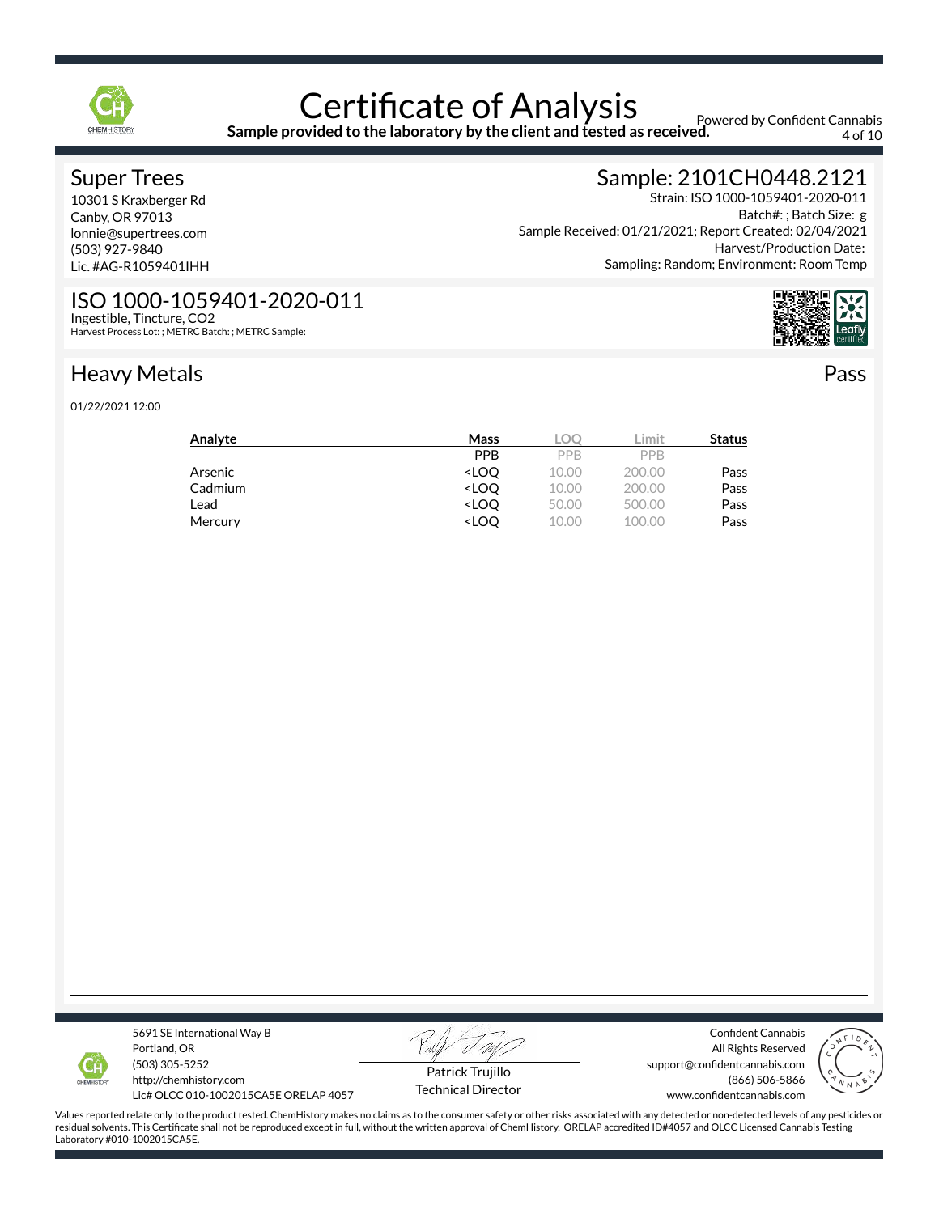# Certificate of Analysis

**Sample provided to the laboratory by the client and tested as received.**

Powered by Confident Cannabis

## Super Trees

10301 S Kraxberger Rd
Canby, OR 97013
lonnie@supertrees.com
(503) 927-9840
Lic. #AG-R1059401IHH

## Sample: 2101CH0448.2121

Strain: ISO 1000-1059401-2020-011
Batch#: ; Batch Size: g
Sample Received: 01/21/2021; Report Created: 02/04/2021
Harvest/Production Date:
Sampling: Random; Environment: Room Temp

## ISO 1000-1059401-2020-011

Ingestible, Tincture, CO2
Harvest Process Lot: ; METRC Batch: ; METRC Sample:

## Heavy Metals

**Pass**

01/22/2021 12:00

| Analyte | Mass | LOQ | Limit | Status |
|---|---|---|---|---|
| | PPB | PPB | PPB | |
| Arsenic | <LOQ | 10.00 | 200.00 | Pass |
| Cadmium | <LOQ | 10.00 | 200.00 | Pass |
| Lead | <LOQ | 50.00 | 500.00 | Pass |
| Mercury | <LOQ | 10.00 | 100.00 | Pass |

5691 SE International Way B
Portland, OR
(503) 305-5252
http://chemhistory.com
Lic# OLCC 010-1002015CA5E ORELAP 4057

Patrick Trujillo
Technical Director

Confident Cannabis
All Rights Reserved
support@confidentcannabis.com
(866) 506-5866
www.confidentcannabis.com

Values reported relate only to the product tested. ChemHistory makes no claims as to the consumer safety or other risks associated with any detected or non-detected levels of any pesticides or residual solvents. This Certificate shall not be reproduced except in full, without the written approval of ChemHistory. ORELAP accredited ID#4057 and OLCC Licensed Cannabis Testing Laboratory #010-1002015CA5E.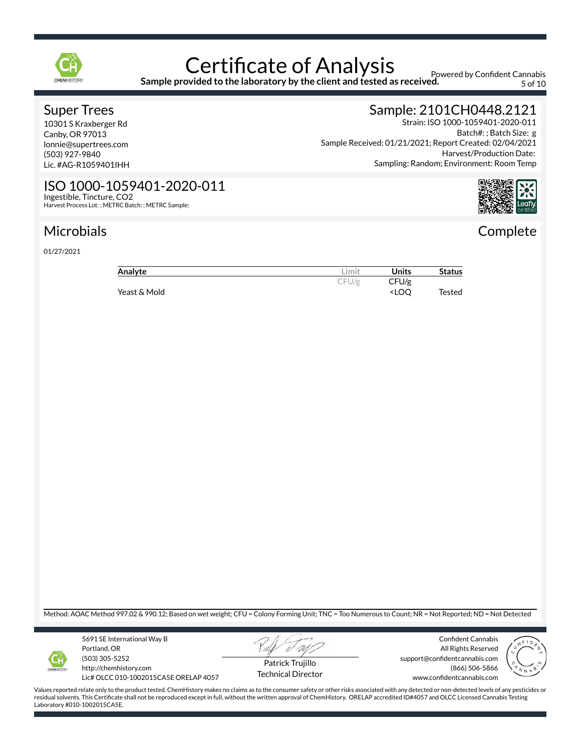# Certificate of Analysis

**Sample provided to the laboratory by the client and tested as received.**

Powered by Confident Cannabis

## Super Trees

10301 S Kraxberger Rd
Canby, OR 97013
lonnie@supertrees.com
(503) 927-9840
Lic. #AG-R1059401IHH

## Sample: 2101CH0448.2121

Strain: ISO 1000-1059401-2020-011
Batch#: ; Batch Size: g
Sample Received: 01/21/2021; Report Created: 02/04/2021
Harvest/Production Date:
Sampling: Random; Environment: Room Temp

## ISO 1000-1059401-2020-011

Ingestible, Tincture, $CO_2$
Harvest Process Lot: ; METRC Batch: ; METRC Sample:

## Microbials

**Complete**

01/27/2021

| Analyte | Limit | Units | Status |
|---|---|---|---|
| | CFU/g | CFU/g | |
| Yeast & Mold | | <LOQ | Tested |

Method: AOAC Method 997.02 & 990.12; Based on wet weight; CFU = Colony Forming Unit; TNC = Too Numerous to Count; NR = Not Reported; ND = Not Detected

5691 SE International Way B
Portland, OR
(503) 305-5252
http://chemhistory.com
Lic# OLCC 010-1002015CA5E ORELAP 4057

Patrick Trujillo
Technical Director

Confident Cannabis
All Rights Reserved
support@confidentcannabis.com
(866) 506-5866
www.confidentcannabis.com

Values reported relate only to the product tested. ChemHistory makes no claims as to the consumer safety or other risks associated with any detected or non-detected levels of any pesticides or residual solvents. This Certificate shall not be reproduced except in full, without the written approval of ChemHistory. ORELAP accredited ID#4057 and OLCC Licensed Cannabis Testing Laboratory #010-1002015CA5E.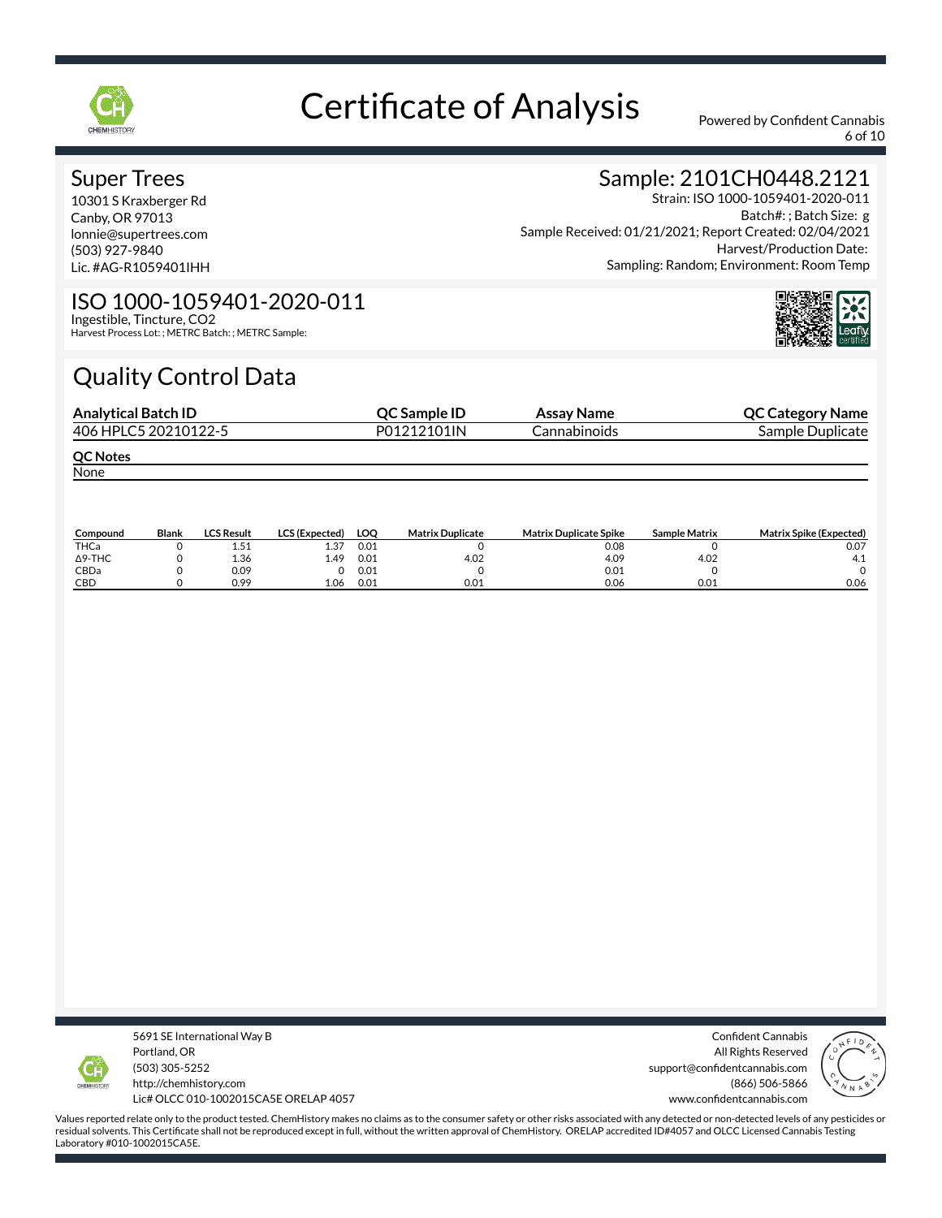# Certificate of Analysis

Powered by Confident Cannabis

## Super Trees

10301 S Kraxberger Rd
Canby, OR 97013
lonnie@supertrees.com
(503) 927-9840
Lic. #AG-R1059401IHH

## Sample: 2101CH0448.2121

Strain: ISO 1000-1059401-2020-011
Batch#: ; Batch Size: g
Sample Received: 01/21/2021; Report Created: 02/04/2021
Harvest/Production Date:
Sampling: Random; Environment: Room Temp

## ISO 1000-1059401-2020-011

Ingestible, Tincture, $CO_2$
Harvest Process Lot: ; METRC Batch: ; METRC Sample:

## Quality Control Data

| Analytical Batch ID | QC Sample ID | Assay Name | QC Category Name |
|---|---|---|---|
| 406 HPLC5 20210122-5 | P01212101IN | Cannabinoids | Sample Duplicate |

**QC Notes**

None

| Compound | Blank | LCS Result | LCS (Expected) | LOQ | Matrix Duplicate | Matrix Duplicate Spike | Sample Matrix | Matrix Spike (Expected) |
|---|---|---|---|---|---|---|---|---|
| THCa | 0 | 1.51 | 1.37 | 0.01 | 0 | 0.08 | 0 | 0.07 |
| Δ9-THC | 0 | 1.36 | 1.49 | 0.01 | 4.02 | 4.09 | 4.02 | 4.1 |
| CBDa | 0 | 0.09 | 0 | 0.01 | 0 | 0.01 | 0 | 0 |
| CBD | 0 | 0.99 | 1.06 | 0.01 | 0.01 | 0.06 | 0.01 | 0.06 |

5691 SE International Way B
Portland, OR
(503) 305-5252
http://chemhistory.com
Lic# OLCC 010-1002015CA5E ORELAP 4057

Confident Cannabis
All Rights Reserved
support@confidentcannabis.com
(866) 506-5866
www.confidentcannabis.com

Values reported relate only to the product tested. ChemHistory makes no claims as to the consumer safety or other risks associated with any detected or non-detected levels of any pesticides or residual solvents. This Certificate shall not be reproduced except in full, without the written approval of ChemHistory. ORELAP accredited ID#4057 and OLCC Licensed Cannabis Testing Laboratory #010-1002015CA5E.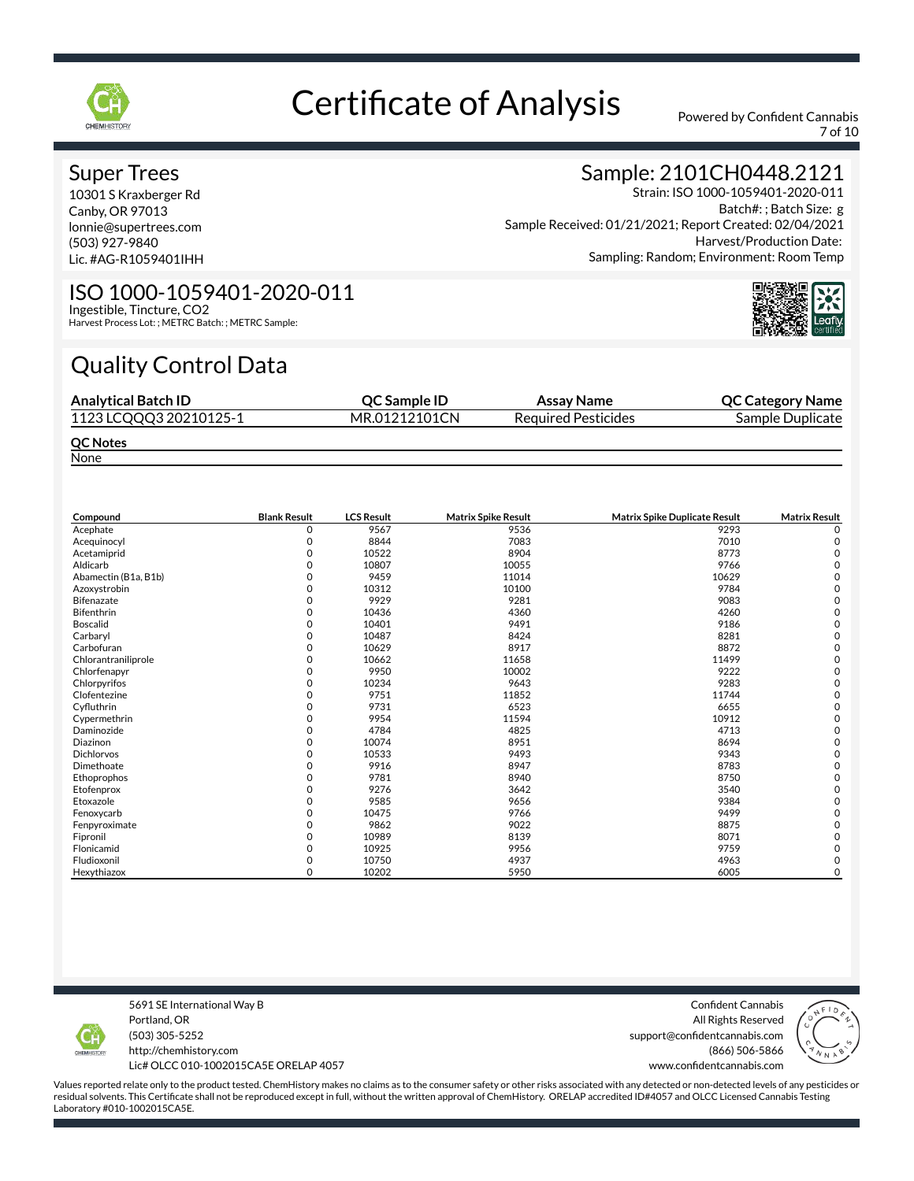# Certificate of Analysis

Powered by Confident Cannabis

## Super Trees

10301 S Kraxberger Rd
Canby, OR 97013
lonnie@supertrees.com
(503) 927-9840
Lic. #AG-R1059401IHH

## Sample: 2101CH0448.2121

Strain: ISO 1000-1059401-2020-011
Batch#: ; Batch Size: g
Sample Received: 01/21/2021; Report Created: 02/04/2021
Harvest/Production Date:
Sampling: Random; Environment: Room Temp

## ISO 1000-1059401-2020-011

Ingestible, Tincture, CO2
Harvest Process Lot: ; METRC Batch: ; METRC Sample:

## Quality Control Data

| Analytical Batch ID | QC Sample ID | Assay Name | QC Category Name |
|---|---|---|---|
| 1123 LCQQQ3 20210125-1 | MR.01212101CN | Required Pesticides | Sample Duplicate |

**QC Notes**

None

| Compound | Blank Result | LCS Result | Matrix Spike Result | Matrix Spike Duplicate Result | Matrix Result |
|---|---|---|---|---|---|
| Acephate | 0 | 9567 | 9536 | 9293 | 0 |
| Acequinocyl | 0 | 8844 | 7083 | 7010 | 0 |
| Acetamiprid | 0 | 10522 | 8904 | 8773 | 0 |
| Aldicarb | 0 | 10807 | 10055 | 9766 | 0 |
| Abamectin (B1a, B1b) | 0 | 9459 | 11014 | 10629 | 0 |
| Azoxystrobin | 0 | 10312 | 10100 | 9784 | 0 |
| Bifenazate | 0 | 9929 | 9281 | 9083 | 0 |
| Bifenthrin | 0 | 10436 | 4360 | 4260 | 0 |
| Boscalid | 0 | 10401 | 9491 | 9186 | 0 |
| Carbaryl | 0 | 10487 | 8424 | 8281 | 0 |
| Carbofuran | 0 | 10629 | 8917 | 8872 | 0 |
| Chlorantraniliprole | 0 | 10662 | 11658 | 11499 | 0 |
| Chlorfenapyr | 0 | 9950 | 10002 | 9222 | 0 |
| Chlorpyrifos | 0 | 10234 | 9643 | 9283 | 0 |
| Clofentezine | 0 | 9751 | 11852 | 11744 | 0 |
| Cyfluthrin | 0 | 9731 | 6523 | 6655 | 0 |
| Cypermethrin | 0 | 9954 | 11594 | 10912 | 0 |
| Daminozide | 0 | 4784 | 4825 | 4713 | 0 |
| Diazinon | 0 | 10074 | 8951 | 8694 | 0 |
| Dichlorvos | 0 | 10533 | 9493 | 9343 | 0 |
| Dimethoate | 0 | 9916 | 8947 | 8783 | 0 |
| Ethoprophos | 0 | 9781 | 8940 | 8750 | 0 |
| Etofenprox | 0 | 9276 | 3642 | 3540 | 0 |
| Etoxazole | 0 | 9585 | 9656 | 9384 | 0 |
| Fenoxycarb | 0 | 10475 | 9766 | 9499 | 0 |
| Fenpyroximate | 0 | 9862 | 9022 | 8875 | 0 |
| Fipronil | 0 | 10989 | 8139 | 8071 | 0 |
| Flonicamid | 0 | 10925 | 9956 | 9759 | 0 |
| Fludioxonil | 0 | 10750 | 4937 | 4963 | 0 |
| Hexythiazox | 0 | 10202 | 5950 | 6005 | 0 |

5691 SE International Way B
Portland, OR
(503) 305-5252
http://chemhistory.com
Lic# OLCC 010-1002015CA5E ORELAP 4057

Confident Cannabis
All Rights Reserved
support@confidentcannabis.com
(866) 506-5866
www.confidentcannabis.com

Values reported relate only to the product tested. ChemHistory makes no claims as to the consumer safety or other risks associated with any detected or non-detected levels of any pesticides or residual solvents. This Certificate shall not be reproduced except in full, without the written approval of ChemHistory. ORELAP accredited ID#4057 and OLCC Licensed Cannabis Testing Laboratory #010-1002015CA5E.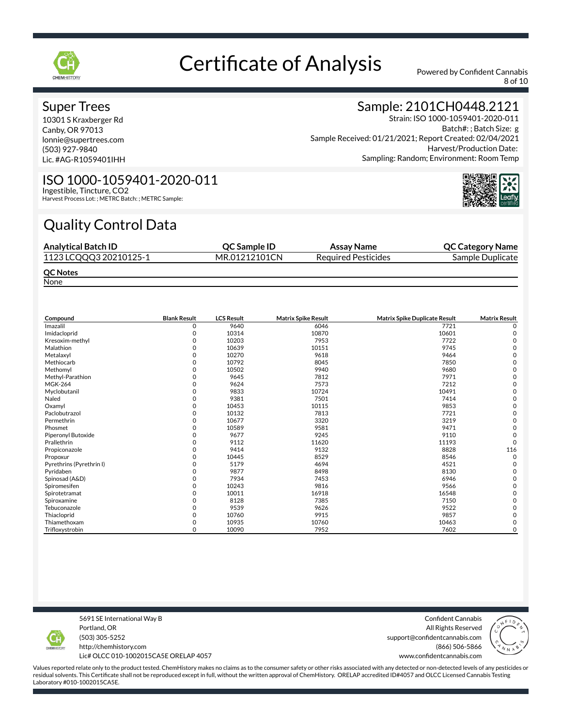# Certificate of Analysis

Powered by Confident Cannabis

## Super Trees

10301 S Kraxberger Rd
Canby, OR 97013
lonnie@supertrees.com
(503) 927-9840
Lic. #AG-R1059401IHH

## Sample: 2101CH0448.2121

Strain: ISO 1000-1059401-2020-011
Batch#: ; Batch Size: g
Sample Received: 01/21/2021; Report Created: 02/04/2021
Harvest/Production Date:
Sampling: Random; Environment: Room Temp

## ISO 1000-1059401-2020-011

Ingestible, Tincture, CO2
Harvest Process Lot: ; METRC Batch: ; METRC Sample:

## Quality Control Data

| Analytical Batch ID | QC Sample ID | Assay Name | QC Category Name |
|---|---|---|---|
| 1123 LCQQQ3 20210125-1 | MR.01212101CN | Required Pesticides | Sample Duplicate |

**QC Notes**

None

| Compound | Blank Result | LCS Result | Matrix Spike Result | Matrix Spike Duplicate Result | Matrix Result |
|---|---|---|---|---|---|
| Imazalil | 0 | 9640 | 6046 | 7721 | 0 |
| Imidacloprid | 0 | 10314 | 10870 | 10601 | 0 |
| Kresoxim-methyl | 0 | 10203 | 7953 | 7722 | 0 |
| Malathion | 0 | 10639 | 10151 | 9745 | 0 |
| Metalaxyl | 0 | 10270 | 9618 | 9464 | 0 |
| Methiocarb | 0 | 10792 | 8045 | 7850 | 0 |
| Methomyl | 0 | 10502 | 9940 | 9680 | 0 |
| Methyl-Parathion | 0 | 9645 | 7812 | 7971 | 0 |
| MGK-264 | 0 | 9624 | 7573 | 7212 | 0 |
| Myclobutanil | 0 | 9833 | 10724 | 10491 | 0 |
| Naled | 0 | 9381 | 7501 | 7414 | 0 |
| Oxamyl | 0 | 10453 | 10115 | 9853 | 0 |
| Paclobutrazol | 0 | 10132 | 7813 | 7721 | 0 |
| Permethrin | 0 | 10677 | 3320 | 3219 | 0 |
| Phosmet | 0 | 10589 | 9581 | 9471 | 0 |
| Piperonyl Butoxide | 0 | 9677 | 9245 | 9110 | 0 |
| Prallethrin | 0 | 9112 | 11620 | 11193 | 0 |
| Propiconazole | 0 | 9414 | 9132 | 8828 | 116 |
| Propoxur | 0 | 10445 | 8529 | 8546 | 0 |
| Pyrethrins (Pyrethrin I) | 0 | 5179 | 4694 | 4521 | 0 |
| Pyridaben | 0 | 9877 | 8498 | 8130 | 0 |
| Spinosad (A&D) | 0 | 7934 | 7453 | 6946 | 0 |
| Spiromesifen | 0 | 10243 | 9816 | 9566 | 0 |
| Spirotetramat | 0 | 10011 | 16918 | 16548 | 0 |
| Spiroxamine | 0 | 8128 | 7385 | 7150 | 0 |
| Tebuconazole | 0 | 9539 | 9626 | 9522 | 0 |
| Thiacloprid | 0 | 10760 | 9915 | 9857 | 0 |
| Thiamethoxam | 0 | 10935 | 10760 | 10463 | 0 |
| Trifloxystrobin | 0 | 10090 | 7952 | 7602 | 0 |

5691 SE International Way B
Portland, OR
(503) 305-5252
http://chemhistory.com
Lic# OLCC 010-1002015CA5E ORELAP 4057

Confident Cannabis
All Rights Reserved
support@confidentcannabis.com
(866) 506-5866
www.confidentcannabis.com

Values reported relate only to the product tested. ChemHistory makes no claims as to the consumer safety or other risks associated with any detected or non-detected levels of any pesticides or residual solvents. This Certificate shall not be reproduced except in full, without the written approval of ChemHistory. ORELAP accredited ID#4057 and OLCC Licensed Cannabis Testing Laboratory #010-1002015CA5E.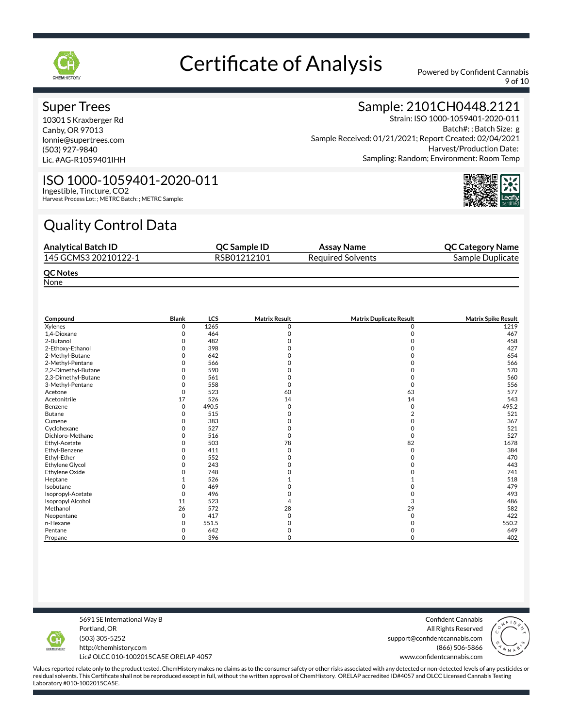# Certificate of Analysis

Powered by Confident Cannabis

## Super Trees

10301 S Kraxberger Rd
Canby, OR 97013
lonnie@supertrees.com
(503) 927-9840
Lic. #AG-R1059401IHH

## Sample: 2101CH0448.2121

Strain: ISO 1000-1059401-2020-011
Batch#: ; Batch Size: g
Sample Received: 01/21/2021; Report Created: 02/04/2021
Harvest/Production Date:
Sampling: Random; Environment: Room Temp

## ISO 1000-1059401-2020-011

Ingestible, Tincture, CO2
Harvest Process Lot: ; METRC Batch: ; METRC Sample:

# Quality Control Data

| Analytical Batch ID | QC Sample ID | Assay Name | QC Category Name |
|---|---|---|---|
| 145 GCMS3 20210122-1 | RSB01212101 | Required Solvents | Sample Duplicate |

**QC Notes**

None

| Compound | Blank | LCS | Matrix Result | Matrix Duplicate Result | Matrix Spike Result |
|---|---|---|---|---|---|
| Xylenes | 0 | 1265 | 0 | 0 | 1219 |
| 1,4-Dioxane | 0 | 464 | 0 | 0 | 467 |
| 2-Butanol | 0 | 482 | 0 | 0 | 458 |
| 2-Ethoxy-Ethanol | 0 | 398 | 0 | 0 | 427 |
| 2-Methyl-Butane | 0 | 642 | 0 | 0 | 654 |
| 2-Methyl-Pentane | 0 | 566 | 0 | 0 | 566 |
| 2,2-Dimethyl-Butane | 0 | 590 | 0 | 0 | 570 |
| 2,3-Dimethyl-Butane | 0 | 561 | 0 | 0 | 560 |
| 3-Methyl-Pentane | 0 | 558 | 0 | 0 | 556 |
| Acetone | 0 | 523 | 60 | 63 | 577 |
| Acetonitrile | 17 | 526 | 14 | 14 | 543 |
| Benzene | 0 | 490.5 | 0 | 0 | 495.2 |
| Butane | 0 | 515 | 0 | 2 | 521 |
| Cumene | 0 | 383 | 0 | 0 | 367 |
| Cyclohexane | 0 | 527 | 0 | 0 | 521 |
| Dichloro-Methane | 0 | 516 | 0 | 0 | 527 |
| Ethyl-Acetate | 0 | 503 | 78 | 82 | 1678 |
| Ethyl-Benzene | 0 | 411 | 0 | 0 | 384 |
| Ethyl-Ether | 0 | 552 | 0 | 0 | 470 |
| Ethylene Glycol | 0 | 243 | 0 | 0 | 443 |
| Ethylene Oxide | 0 | 748 | 0 | 0 | 741 |
| Heptane | 1 | 526 | 1 | 1 | 518 |
| Isobutane | 0 | 469 | 0 | 0 | 479 |
| Isopropyl-Acetate | 0 | 496 | 0 | 0 | 493 |
| Isopropyl Alcohol | 11 | 523 | 4 | 3 | 486 |
| Methanol | 26 | 572 | 28 | 29 | 582 |
| Neopentane | 0 | 417 | 0 | 0 | 422 |
| n-Hexane | 0 | 551.5 | 0 | 0 | 550.2 |
| Pentane | 0 | 642 | 0 | 0 | 649 |
| Propane | 0 | 396 | 0 | 0 | 402 |

5691 SE International Way B
Portland, OR
(503) 305-5252
http://chemhistory.com
Lic# OLCC 010-1002015CA5E ORELAP 4057

Confident Cannabis
All Rights Reserved
support@confidentcannabis.com
(866) 506-5866
www.confidentcannabis.com

Values reported relate only to the product tested. ChemHistory makes no claims as to the consumer safety or other risks associated with any detected or non-detected levels of any pesticides or residual solvents. This Certificate shall not be reproduced except in full, without the written approval of ChemHistory. ORELAP accredited ID#4057 and OLCC Licensed Cannabis Testing Laboratory #010-1002015CA5E.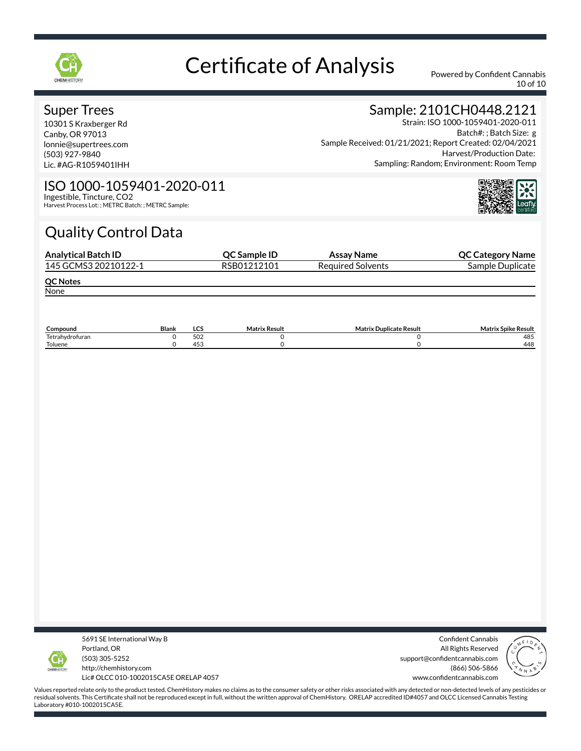# Certificate of Analysis

Powered by Confident Cannabis

## Super Trees

10301 S Kraxberger Rd
Canby, OR 97013
lonnie@supertrees.com
(503) 927-9840
Lic. #AG-R1059401IHH

## Sample: 2101CH0448.2121

Strain: ISO 1000-1059401-2020-011
Batch#: ; Batch Size: g
Sample Received: 01/21/2021; Report Created: 02/04/2021
Harvest/Production Date:
Sampling: Random; Environment: Room Temp

## ISO 1000-1059401-2020-011

Ingestible, Tincture, $CO_2$
Harvest Process Lot: ; METRC Batch: ; METRC Sample:

# Quality Control Data

| Analytical Batch ID | QC Sample ID | Assay Name | QC Category Name |
|---|---|---|---|
| 145 GCMS3 20210122-1 | RSB01212101 | Required Solvents | Sample Duplicate |

**QC Notes**

None

| Compound | Blank | LCS | Matrix Result | Matrix Duplicate Result | Matrix Spike Result |
|---|---|---|---|---|---|
| Tetrahydrofuran | 0 | 502 | 0 | 0 | 485 |
| Toluene | 0 | 453 | 0 | 0 | 448 |

5691 SE International Way B
Portland, OR
(503) 305-5252
http://chemhistory.com
Lic# OLCC 010-1002015CA5E ORELAP 4057

Confident Cannabis
All Rights Reserved
support@confidentcannabis.com
(866) 506-5866
www.confidentcannabis.com

Values reported relate only to the product tested. ChemHistory makes no claims as to the consumer safety or other risks associated with any detected or non-detected levels of any pesticides or residual solvents. This Certificate shall not be reproduced except in full, without the written approval of ChemHistory. ORELAP accredited ID#4057 and OLCC Licensed Cannabis Testing Laboratory #010-1002015CA5E.